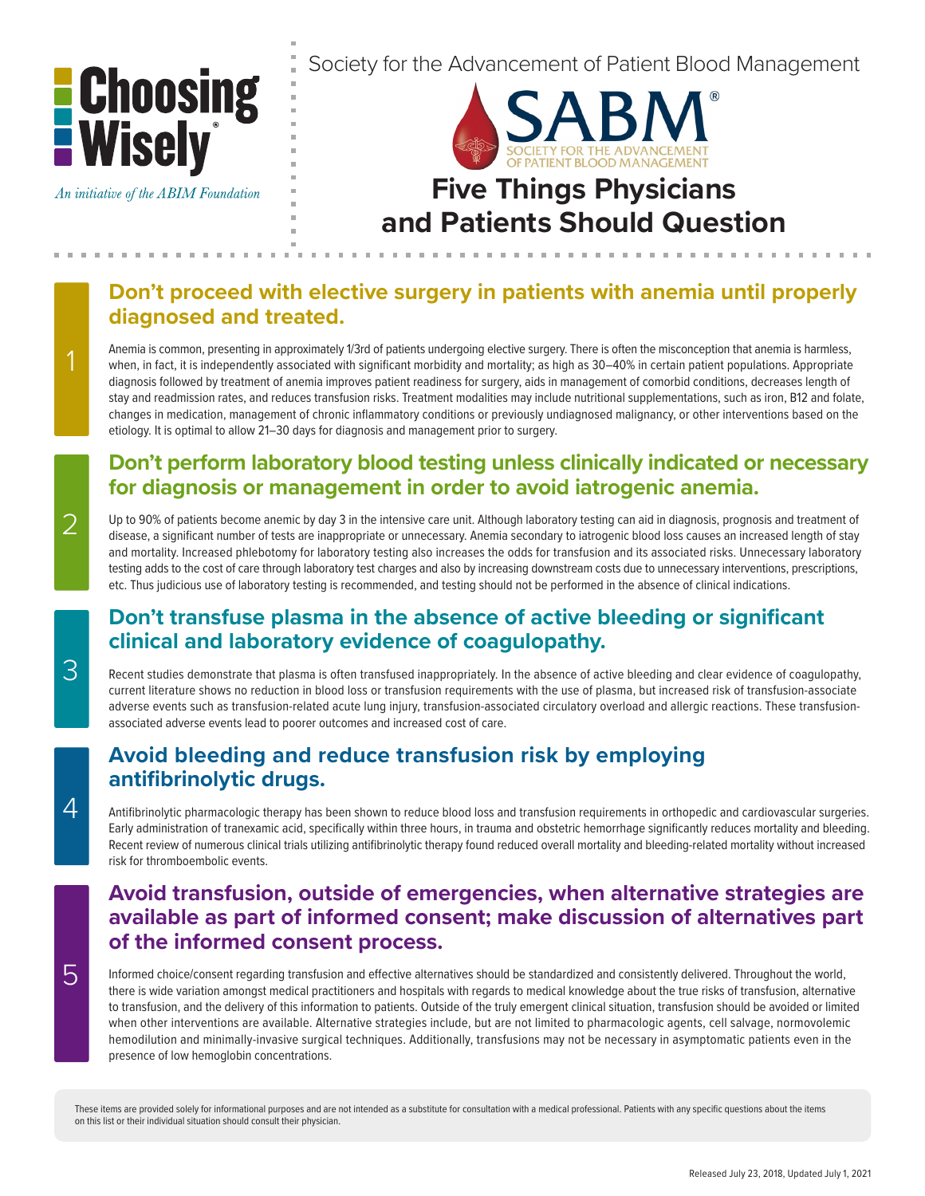Choosing Wisely®

*An initiative of the ABIM Foundation*

Society for the Advancement of Patient Blood Management

SABM® SOCIETY FOR THE ADVANCEMENT OF PATIENT BLOOD MANAGEMENT

# Five Things Physicians and Patients Should Question

## 1 Don't proceed with elective surgery in patients with anemia until properly diagnosed and treated.

Anemia is common, presenting in approximately 1/3rd of patients undergoing elective surgery. There is often the misconception that anemia is harmless, when, in fact, it is independently associated with significant morbidity and mortality; as high as 30–40% in certain patient populations. Appropriate diagnosis followed by treatment of anemia improves patient readiness for surgery, aids in management of comorbid conditions, decreases length of stay and readmission rates, and reduces transfusion risks. Treatment modalities may include nutritional supplementations, such as iron, B12 and folate, changes in medication, management of chronic inflammatory conditions or previously undiagnosed malignancy, or other interventions based on the etiology. It is optimal to allow 21–30 days for diagnosis and management prior to surgery.

## 2 Don't perform laboratory blood testing unless clinically indicated or necessary for diagnosis or management in order to avoid iatrogenic anemia.

Up to 90% of patients become anemic by day 3 in the intensive care unit. Although laboratory testing can aid in diagnosis, prognosis and treatment of disease, a significant number of tests are inappropriate or unnecessary. Anemia secondary to iatrogenic blood loss causes an increased length of stay and mortality. Increased phlebotomy for laboratory testing also increases the odds for transfusion and its associated risks. Unnecessary laboratory testing adds to the cost of care through laboratory test charges and also by increasing downstream costs due to unnecessary interventions, prescriptions, etc. Thus judicious use of laboratory testing is recommended, and testing should not be performed in the absence of clinical indications.

## 3 Don't transfuse plasma in the absence of active bleeding or significant clinical and laboratory evidence of coagulopathy.

Recent studies demonstrate that plasma is often transfused inappropriately. In the absence of active bleeding and clear evidence of coagulopathy, current literature shows no reduction in blood loss or transfusion requirements with the use of plasma, but increased risk of transfusion-associate adverse events such as transfusion-related acute lung injury, transfusion-associated circulatory overload and allergic reactions. These transfusion-associated adverse events lead to poorer outcomes and increased cost of care.

## 4 Avoid bleeding and reduce transfusion risk by employing antifibrinolytic drugs.

Antifibrinolytic pharmacologic therapy has been shown to reduce blood loss and transfusion requirements in orthopedic and cardiovascular surgeries. Early administration of tranexamic acid, specifically within three hours, in trauma and obstetric hemorrhage significantly reduces mortality and bleeding. Recent review of numerous clinical trials utilizing antifibrinolytic therapy found reduced overall mortality and bleeding-related mortality without increased risk for thromboembolic events.

## 5 Avoid transfusion, outside of emergencies, when alternative strategies are available as part of informed consent; make discussion of alternatives part of the informed consent process.

Informed choice/consent regarding transfusion and effective alternatives should be standardized and consistently delivered. Throughout the world, there is wide variation amongst medical practitioners and hospitals with regards to medical knowledge about the true risks of transfusion, alternative to transfusion, and the delivery of this information to patients. Outside of the truly emergent clinical situation, transfusion should be avoided or limited when other interventions are available. Alternative strategies include, but are not limited to pharmacologic agents, cell salvage, normovolemic hemodilution and minimally-invasive surgical techniques. Additionally, transfusions may not be necessary in asymptomatic patients even in the presence of low hemoglobin concentrations.

These items are provided solely for informational purposes and are not intended as a substitute for consultation with a medical professional. Patients with any specific questions about the items on this list or their individual situation should consult their physician.

Released July 23, 2018, Updated July 1, 2021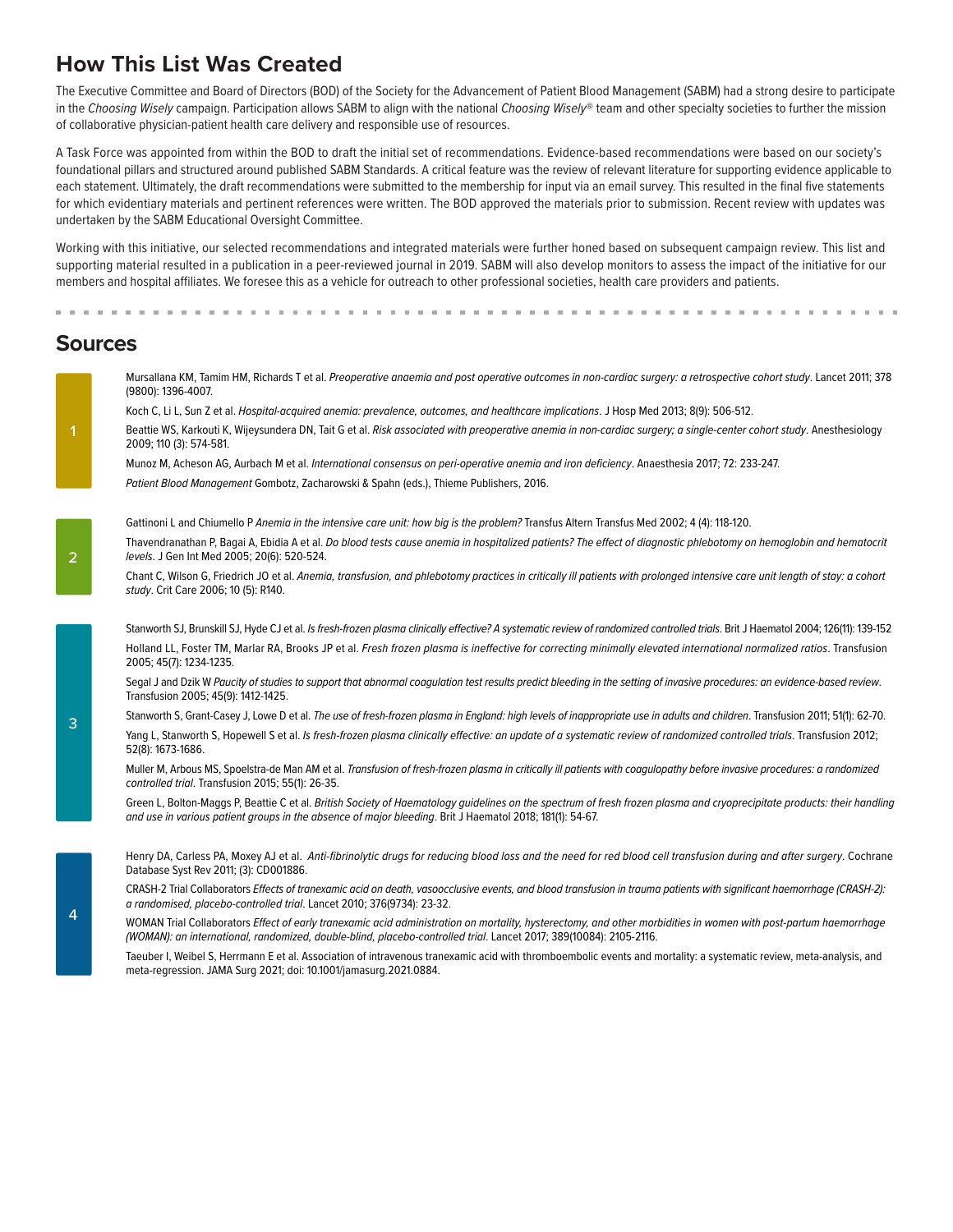## How This List Was Created

The Executive Committee and Board of Directors (BOD) of the Society for the Advancement of Patient Blood Management (SABM) had a strong desire to participate in the *Choosing Wisely* campaign. Participation allows SABM to align with the national *Choosing Wisely*® team and other specialty societies to further the mission of collaborative physician-patient health care delivery and responsible use of resources.

A Task Force was appointed from within the BOD to draft the initial set of recommendations. Evidence-based recommendations were based on our society's foundational pillars and structured around published SABM Standards. A critical feature was the review of relevant literature for supporting evidence applicable to each statement. Ultimately, the draft recommendations were submitted to the membership for input via an email survey. This resulted in the final five statements for which evidentiary materials and pertinent references were written. The BOD approved the materials prior to submission. Recent review with updates was undertaken by the SABM Educational Oversight Committee.

Working with this initiative, our selected recommendations and integrated materials were further honed based on subsequent campaign review. This list and supporting material resulted in a publication in a peer-reviewed journal in 2019. SABM will also develop monitors to assess the impact of the initiative for our members and hospital affiliates. We foresee this as a vehicle for outreach to other professional societies, health care providers and patients.

## Sources

**1**

Mursallana KM, Tamim HM, Richards T et al. *Preoperative anaemia and post operative outcomes in non-cardiac surgery: a retrospective cohort study*. Lancet 2011; 378 (9800): 1396-4007.

Koch C, Li L, Sun Z et al. *Hospital-acquired anemia: prevalence, outcomes, and healthcare implications*. J Hosp Med 2013; 8(9): 506-512.

Beattie WS, Karkouti K, Wijeysundera DN, Tait G et al. *Risk associated with preoperative anemia in non-cardiac surgery; a single-center cohort study*. Anesthesiology 2009; 110 (3): 574-581.

Munoz M, Acheson AG, Aurbach M et al. *International consensus on peri-operative anemia and iron deficiency*. Anaesthesia 2017; 72: 233-247.

*Patient Blood Management* Gombotz, Zacharowski & Spahn (eds.), Thieme Publishers, 2016.

**2**

Gattinoni L and Chiumello P *Anemia in the intensive care unit: how big is the problem?* Transfus Altern Transfus Med 2002; 4 (4): 118-120.

Thavendranathan P, Bagai A, Ebidia A et al. *Do blood tests cause anemia in hospitalized patients? The effect of diagnostic phlebotomy on hemoglobin and hematocrit levels*. J Gen Int Med 2005; 20(6): 520-524.

Chant C, Wilson G, Friedrich JO et al. *Anemia, transfusion, and phlebotomy practices in critically ill patients with prolonged intensive care unit length of stay: a cohort study*. Crit Care 2006; 10 (5): R140.

**3**

Stanworth SJ, Brunskill SJ, Hyde CJ et al. *Is fresh-frozen plasma clinically effective? A systematic review of randomized controlled trials*. Brit J Haematol 2004; 126(11): 139-152

Holland LL, Foster TM, Marlar RA, Brooks JP et al. *Fresh frozen plasma is ineffective for correcting minimally elevated international normalized ratios*. Transfusion 2005; 45(7): 1234-1235.

Segal J and Dzik W *Paucity of studies to support that abnormal coagulation test results predict bleeding in the setting of invasive procedures: an evidence-based review*. Transfusion 2005; 45(9): 1412-1425.

Stanworth S, Grant-Casey J, Lowe D et al. *The use of fresh-frozen plasma in England: high levels of inappropriate use in adults and children*. Transfusion 2011; 51(1): 62-70.

Yang L, Stanworth S, Hopewell S et al. *Is fresh-frozen plasma clinically effective: an update of a systematic review of randomized controlled trials*. Transfusion 2012; 52(8): 1673-1686.

Muller M, Arbous MS, Spoelstra-de Man AM et al. *Transfusion of fresh-frozen plasma in critically ill patients with coagulopathy before invasive procedures: a randomized controlled trial*. Transfusion 2015; 55(1): 26-35.

Green L, Bolton-Maggs P, Beattie C et al. *British Society of Haematology guidelines on the spectrum of fresh frozen plasma and cryoprecipitate products: their handling and use in various patient groups in the absence of major bleeding*. Brit J Haematol 2018; 181(1): 54-67.

**4**

Henry DA, Carless PA, Moxey AJ et al. *Anti-fibrinolytic drugs for reducing blood loss and the need for red blood cell transfusion during and after surgery*. Cochrane Database Syst Rev 2011; (3): CD001886.

CRASH-2 Trial Collaborators *Effects of tranexamic acid on death, vasoocclusive events, and blood transfusion in trauma patients with significant haemorrhage (CRASH-2): a randomised, placebo-controlled trial*. Lancet 2010; 376(9734): 23-32.

WOMAN Trial Collaborators *Effect of early tranexamic acid administration on mortality, hysterectomy, and other morbidities in women with post-partum haemorrhage (WOMAN): an international, randomized, double-blind, placebo-controlled trial*. Lancet 2017; 389(10084): 2105-2116.

Taeuber I, Weibel S, Herrmann E et al. Association of intravenous tranexamic acid with thromboembolic events and mortality: a systematic review, meta-analysis, and meta-regression. JAMA Surg 2021; doi: 10.1001/jamasurg.2021.0884.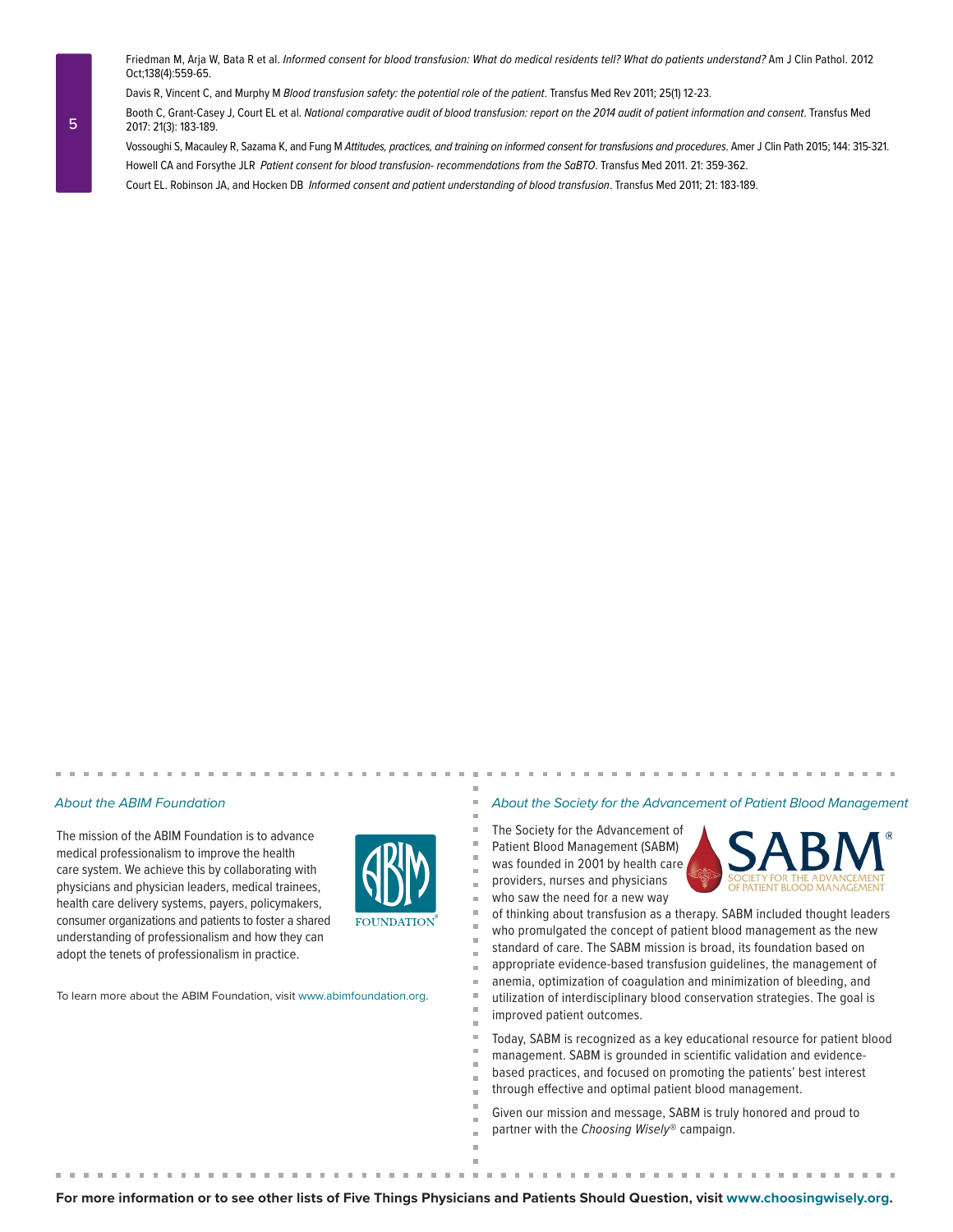Friedman M, Arja W, Bata R et al. *Informed consent for blood transfusion: What do medical residents tell? What do patients understand?* Am J Clin Pathol. 2012 Oct;138(4):559-65.

Davis R, Vincent C, and Murphy M *Blood transfusion safety: the potential role of the patient*. Transfus Med Rev 2011; 25(1) 12-23.

Booth C, Grant-Casey J, Court EL et al. *National comparative audit of blood transfusion: report on the 2014 audit of patient information and consent*. Transfus Med 2017: 21(3): 183-189.

Vossoughi S, Macauley R, Sazama K, and Fung M *Attitudes, practices, and training on informed consent for transfusions and procedures*. Amer J Clin Path 2015; 144: 315-321.

Howell CA and Forsythe JLR *Patient consent for blood transfusion- recommendations from the SaBTO*. Transfus Med 2011. 21: 359-362.

Court EL. Robinson JA, and Hocken DB *Informed consent and patient understanding of blood transfusion*. Transfus Med 2011; 21: 183-189.

*About the ABIM Foundation*

The mission of the ABIM Foundation is to advance medical professionalism to improve the health care system. We achieve this by collaborating with physicians and physician leaders, medical trainees, health care delivery systems, payers, policymakers, consumer organizations and patients to foster a shared understanding of professionalism and how they can adopt the tenets of professionalism in practice.

To learn more about the ABIM Foundation, visit www.abimfoundation.org.

*About the Society for the Advancement of Patient Blood Management*

The Society for the Advancement of Patient Blood Management (SABM) was founded in 2001 by health care providers, nurses and physicians who saw the need for a new way of thinking about transfusion as a therapy. SABM included thought leaders who promulgated the concept of patient blood management as the new standard of care. The SABM mission is broad, its foundation based on appropriate evidence-based transfusion guidelines, the management of anemia, optimization of coagulation and minimization of bleeding, and utilization of interdisciplinary blood conservation strategies. The goal is improved patient outcomes.

Today, SABM is recognized as a key educational resource for patient blood management. SABM is grounded in scientific validation and evidence-based practices, and focused on promoting the patients' best interest through effective and optimal patient blood management.

Given our mission and message, SABM is truly honored and proud to partner with the *Choosing Wisely*® campaign.

**For more information or to see other lists of Five Things Physicians and Patients Should Question, visit www.choosingwisely.org.**